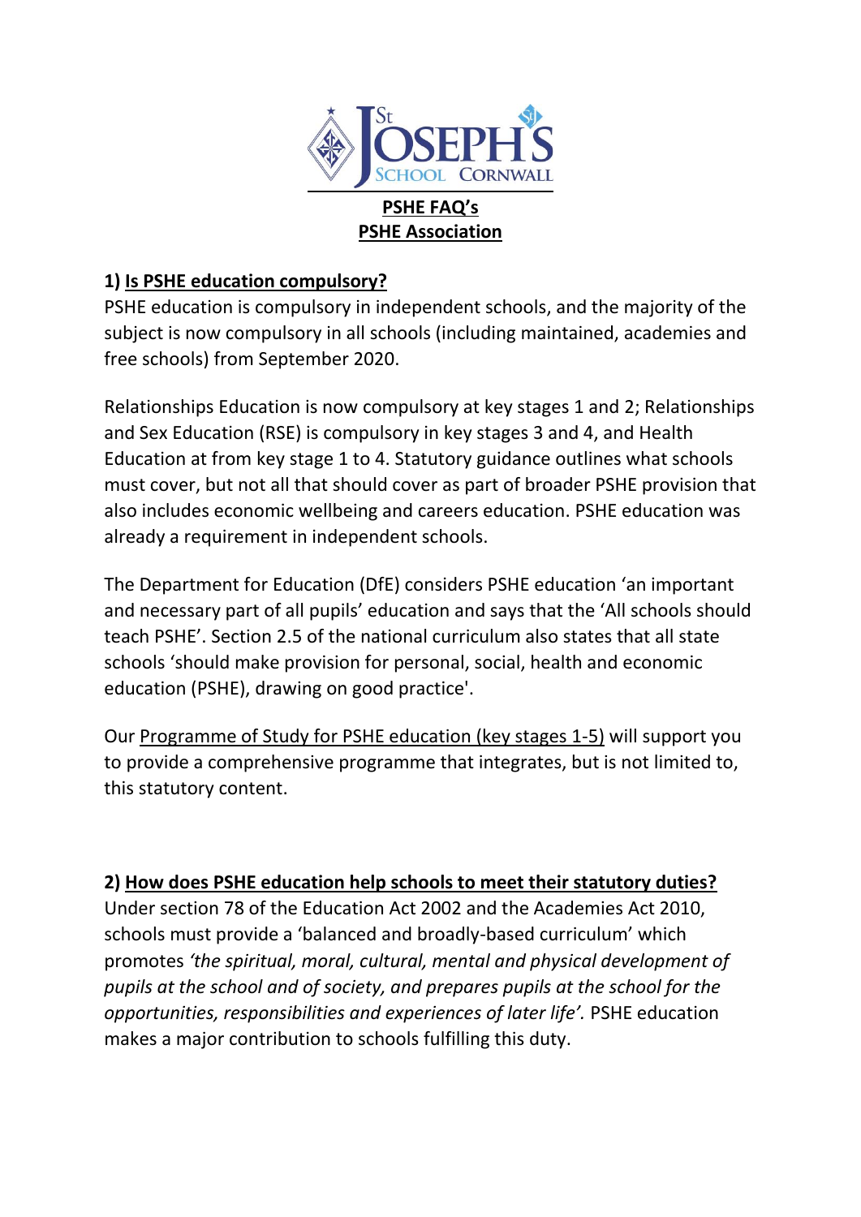# PSHE FAQ's

## PSHE Association

### 1) Is PSHE education compulsory?

PSHE education is compulsory in independent schools, and the majority of the subject is now compulsory in all schools (including maintained, academies and free schools) from September 2020.

Relationships Education is now compulsory at key stages 1 and 2; Relationships and Sex Education (RSE) is compulsory in key stages 3 and 4, and Health Education at from key stage 1 to 4. Statutory guidance outlines what schools must cover, but not all that should cover as part of broader PSHE provision that also includes economic wellbeing and careers education. PSHE education was already a requirement in independent schools.

The Department for Education (DfE) considers PSHE education 'an important and necessary part of all pupils' education and says that the 'All schools should teach PSHE'. Section 2.5 of the national curriculum also states that all state schools 'should make provision for personal, social, health and economic education (PSHE), drawing on good practice'.

Our Programme of Study for PSHE education (key stages 1-5) will support you to provide a comprehensive programme that integrates, but is not limited to, this statutory content.

### 2) How does PSHE education help schools to meet their statutory duties?

Under section 78 of the Education Act 2002 and the Academies Act 2010, schools must provide a 'balanced and broadly-based curriculum' which promotes *'the spiritual, moral, cultural, mental and physical development of pupils at the school and of society, and prepares pupils at the school for the opportunities, responsibilities and experiences of later life'.* PSHE education makes a major contribution to schools fulfilling this duty.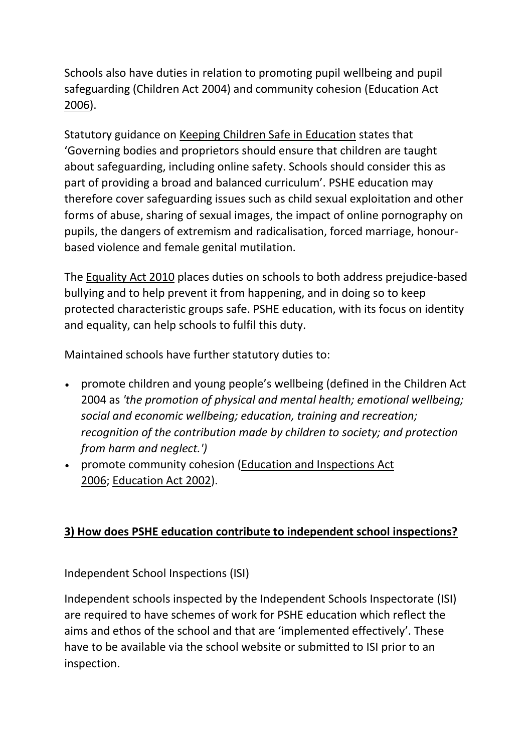Schools also have duties in relation to promoting pupil wellbeing and pupil safeguarding (Children Act 2004) and community cohesion (Education Act 2006).

Statutory guidance on Keeping Children Safe in Education states that 'Governing bodies and proprietors should ensure that children are taught about safeguarding, including online safety. Schools should consider this as part of providing a broad and balanced curriculum'. PSHE education may therefore cover safeguarding issues such as child sexual exploitation and other forms of abuse, sharing of sexual images, the impact of online pornography on pupils, the dangers of extremism and radicalisation, forced marriage, honour-based violence and female genital mutilation.

The Equality Act 2010 places duties on schools to both address prejudice-based bullying and to help prevent it from happening, and in doing so to keep protected characteristic groups safe. PSHE education, with its focus on identity and equality, can help schools to fulfil this duty.

Maintained schools have further statutory duties to:

- promote children and young people's wellbeing (defined in the Children Act 2004 as *'the promotion of physical and mental health; emotional wellbeing; social and economic wellbeing; education, training and recreation; recognition of the contribution made by children to society; and protection from harm and neglect.')*
- promote community cohesion (Education and Inspections Act 2006; Education Act 2002).

## 3) How does PSHE education contribute to independent school inspections?

Independent School Inspections (ISI)

Independent schools inspected by the Independent Schools Inspectorate (ISI) are required to have schemes of work for PSHE education which reflect the aims and ethos of the school and that are 'implemented effectively'. These have to be available via the school website or submitted to ISI prior to an inspection.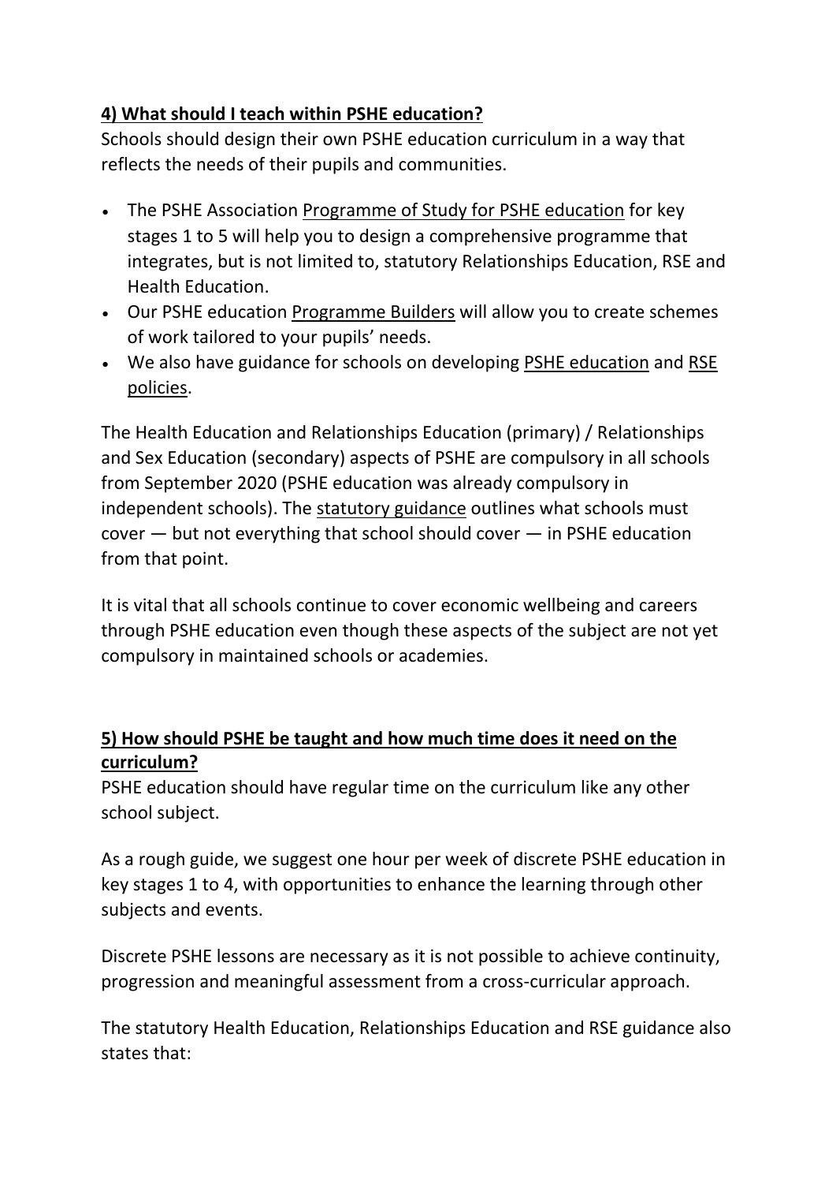## 4) What should I teach within PSHE education?

Schools should design their own PSHE education curriculum in a way that reflects the needs of their pupils and communities.

- The PSHE Association Programme of Study for PSHE education for key stages 1 to 5 will help you to design a comprehensive programme that integrates, but is not limited to, statutory Relationships Education, RSE and Health Education.
- Our PSHE education Programme Builders will allow you to create schemes of work tailored to your pupils' needs.
- We also have guidance for schools on developing PSHE education and RSE policies.

The Health Education and Relationships Education (primary) / Relationships and Sex Education (secondary) aspects of PSHE are compulsory in all schools from September 2020 (PSHE education was already compulsory in independent schools). The statutory guidance outlines what schools must cover — but not everything that school should cover — in PSHE education from that point.

It is vital that all schools continue to cover economic wellbeing and careers through PSHE education even though these aspects of the subject are not yet compulsory in maintained schools or academies.

## 5) How should PSHE be taught and how much time does it need on the curriculum?

PSHE education should have regular time on the curriculum like any other school subject.

As a rough guide, we suggest one hour per week of discrete PSHE education in key stages 1 to 4, with opportunities to enhance the learning through other subjects and events.

Discrete PSHE lessons are necessary as it is not possible to achieve continuity, progression and meaningful assessment from a cross-curricular approach.

The statutory Health Education, Relationships Education and RSE guidance also states that: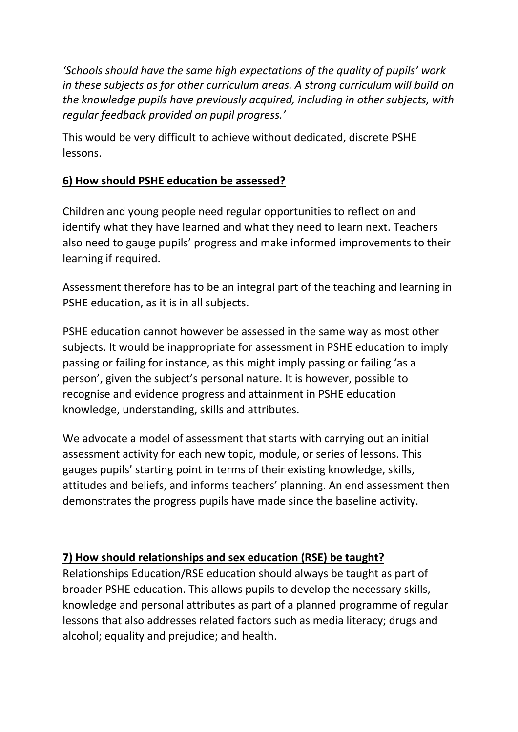*'Schools should have the same high expectations of the quality of pupils' work in these subjects as for other curriculum areas. A strong curriculum will build on the knowledge pupils have previously acquired, including in other subjects, with regular feedback provided on pupil progress.'*

This would be very difficult to achieve without dedicated, discrete PSHE lessons.

## **6) How should PSHE education be assessed?**

Children and young people need regular opportunities to reflect on and identify what they have learned and what they need to learn next. Teachers also need to gauge pupils' progress and make informed improvements to their learning if required.

Assessment therefore has to be an integral part of the teaching and learning in PSHE education, as it is in all subjects.

PSHE education cannot however be assessed in the same way as most other subjects. It would be inappropriate for assessment in PSHE education to imply passing or failing for instance, as this might imply passing or failing 'as a person', given the subject's personal nature. It is however, possible to recognise and evidence progress and attainment in PSHE education knowledge, understanding, skills and attributes.

We advocate a model of assessment that starts with carrying out an initial assessment activity for each new topic, module, or series of lessons. This gauges pupils' starting point in terms of their existing knowledge, skills, attitudes and beliefs, and informs teachers' planning. An end assessment then demonstrates the progress pupils have made since the baseline activity.

## **7) How should relationships and sex education (RSE) be taught?**

Relationships Education/RSE education should always be taught as part of broader PSHE education. This allows pupils to develop the necessary skills, knowledge and personal attributes as part of a planned programme of regular lessons that also addresses related factors such as media literacy; drugs and alcohol; equality and prejudice; and health.